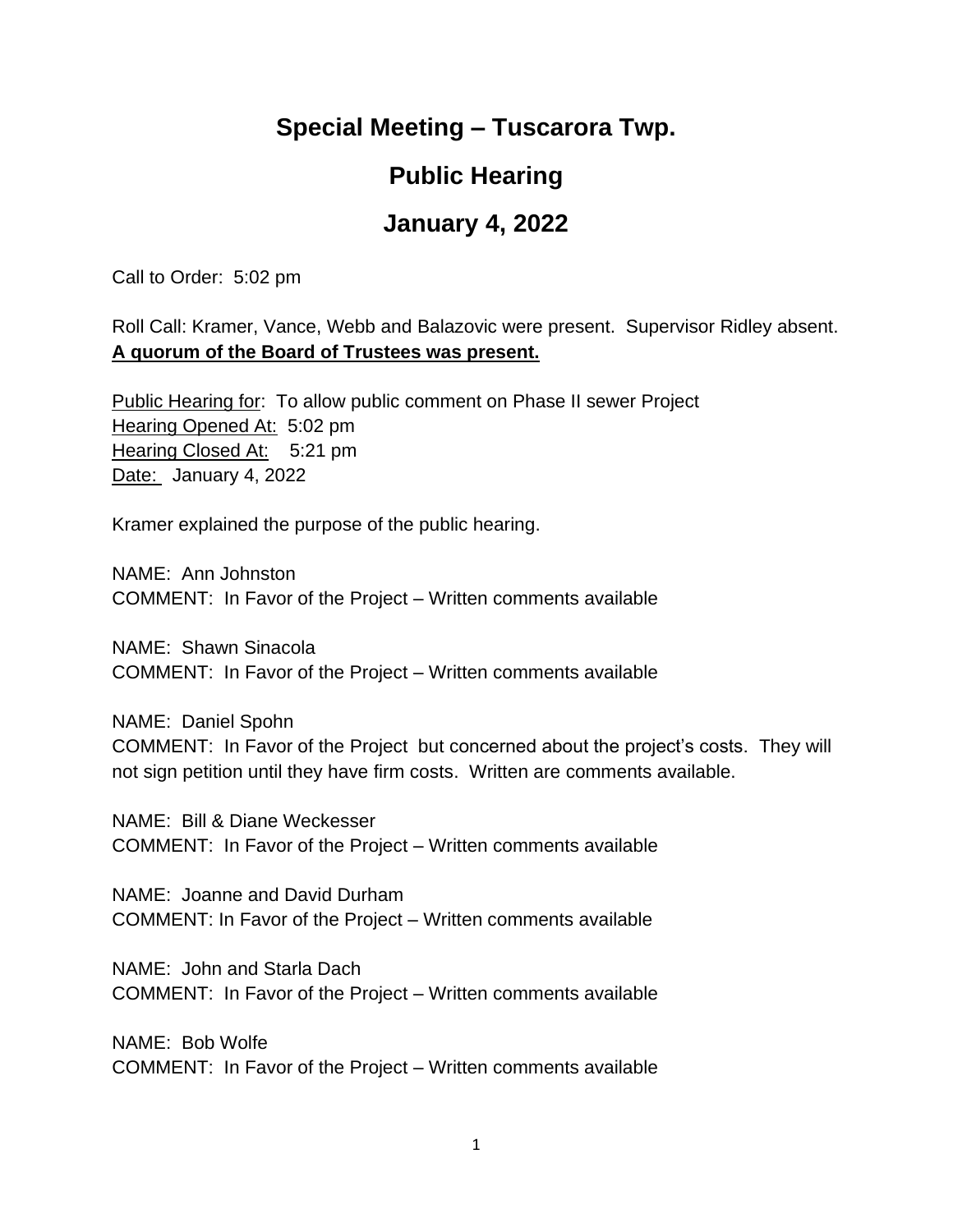# Special Meeting – Tuscarora Twp.

# Public Hearing

# January 4, 2022

Call to Order: 5:02 pm

Roll Call: Kramer, Vance, Webb and Balazovic were present. Supervisor Ridley absent.
**A quorum of the Board of Trustees was present.**

Public Hearing for: To allow public comment on Phase II sewer Project
Hearing Opened At: 5:02 pm
Hearing Closed At: 5:21 pm
Date: January 4, 2022

Kramer explained the purpose of the public hearing.

NAME: Ann Johnston
COMMENT: In Favor of the Project – Written comments available

NAME: Shawn Sinacola
COMMENT: In Favor of the Project – Written comments available

NAME: Daniel Spohn
COMMENT: In Favor of the Project but concerned about the project's costs. They will not sign petition until they have firm costs. Written are comments available.

NAME: Bill & Diane Weckesser
COMMENT: In Favor of the Project – Written comments available

NAME: Joanne and David Durham
COMMENT: In Favor of the Project – Written comments available

NAME: John and Starla Dach
COMMENT: In Favor of the Project – Written comments available

NAME: Bob Wolfe
COMMENT: In Favor of the Project – Written comments available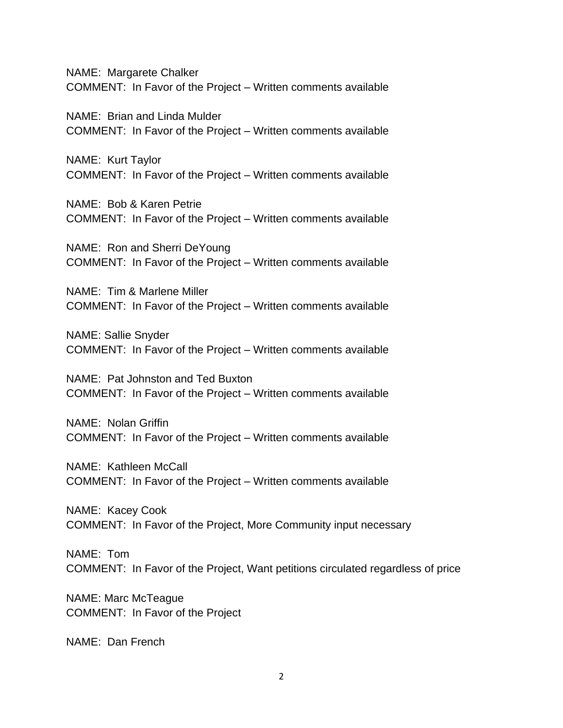NAME: Margarete Chalker
COMMENT: In Favor of the Project – Written comments available

NAME: Brian and Linda Mulder
COMMENT: In Favor of the Project – Written comments available

NAME: Kurt Taylor
COMMENT: In Favor of the Project – Written comments available

NAME: Bob & Karen Petrie
COMMENT: In Favor of the Project – Written comments available

NAME: Ron and Sherri DeYoung
COMMENT: In Favor of the Project – Written comments available

NAME: Tim & Marlene Miller
COMMENT: In Favor of the Project – Written comments available

NAME: Sallie Snyder
COMMENT: In Favor of the Project – Written comments available

NAME: Pat Johnston and Ted Buxton
COMMENT: In Favor of the Project – Written comments available

NAME: Nolan Griffin
COMMENT: In Favor of the Project – Written comments available

NAME: Kathleen McCall
COMMENT: In Favor of the Project – Written comments available

NAME: Kacey Cook
COMMENT: In Favor of the Project, More Community input necessary

NAME: Tom
COMMENT: In Favor of the Project, Want petitions circulated regardless of price

NAME: Marc McTeague
COMMENT: In Favor of the Project

NAME: Dan French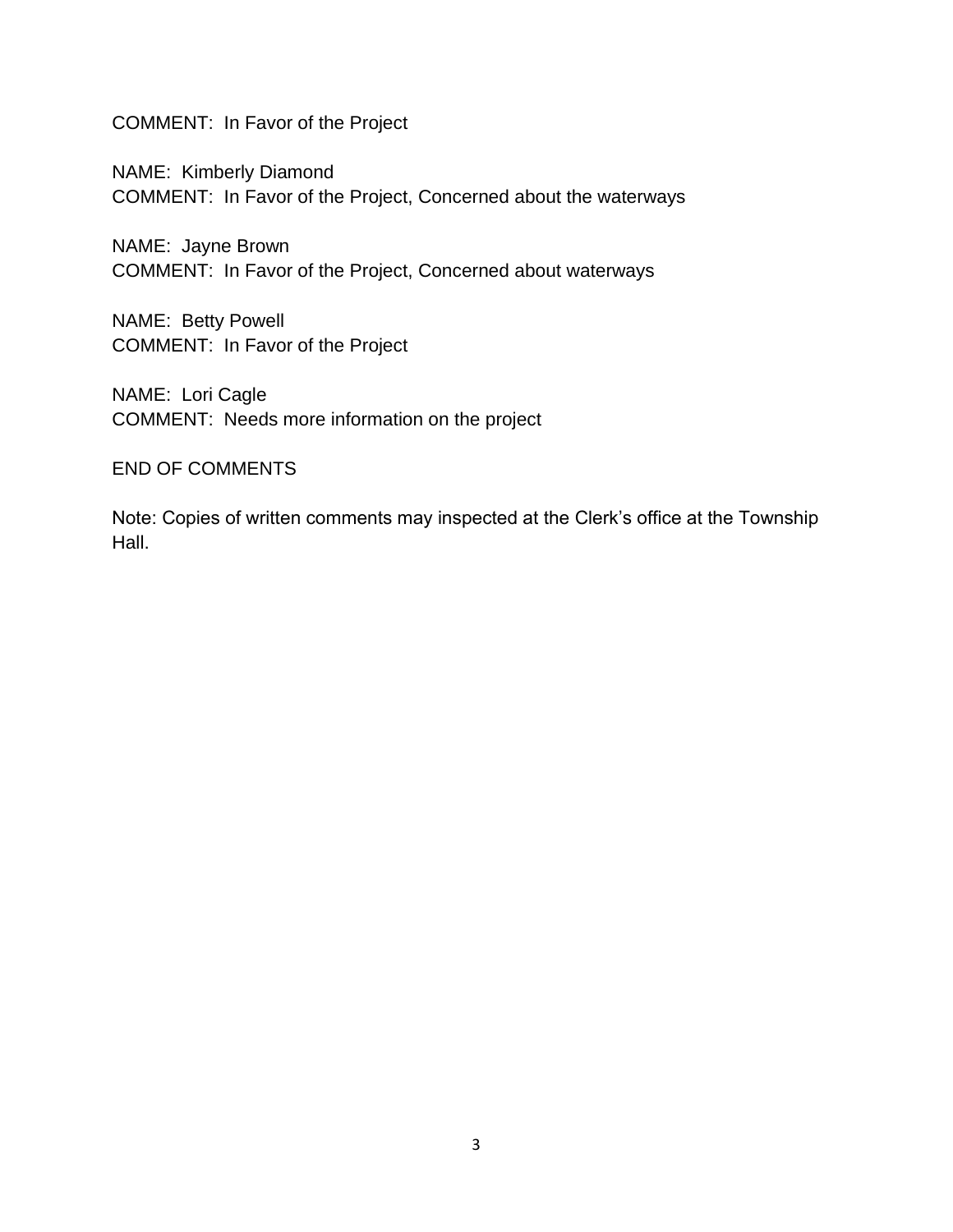COMMENT: In Favor of the Project

NAME: Kimberly Diamond
COMMENT: In Favor of the Project, Concerned about the waterways

NAME: Jayne Brown
COMMENT: In Favor of the Project, Concerned about waterways

NAME: Betty Powell
COMMENT: In Favor of the Project

NAME: Lori Cagle
COMMENT: Needs more information on the project

END OF COMMENTS

Note: Copies of written comments may inspected at the Clerk's office at the Township Hall.